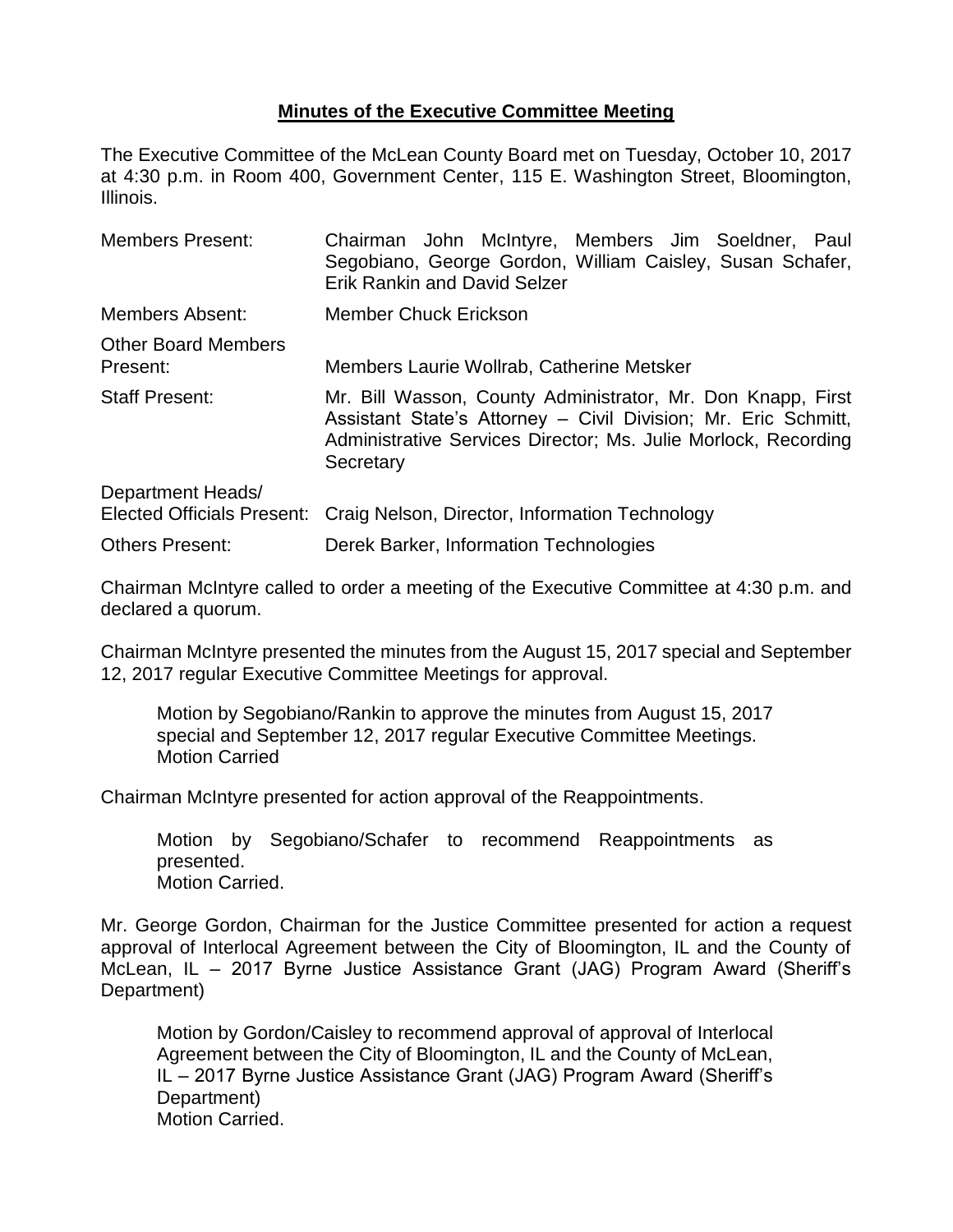# Minutes of the Executive Committee Meeting

The Executive Committee of the McLean County Board met on Tuesday, October 10, 2017 at 4:30 p.m. in Room 400, Government Center, 115 E. Washington Street, Bloomington, Illinois.

| | |
|---|---|
| Members Present: | Chairman John McIntyre, Members Jim Soeldner, Paul Segobiano, George Gordon, William Caisley, Susan Schafer, Erik Rankin and David Selzer |
| Members Absent: | Member Chuck Erickson |
| Other Board Members Present: | Members Laurie Wollrab, Catherine Metsker |
| Staff Present: | Mr. Bill Wasson, County Administrator, Mr. Don Knapp, First Assistant State's Attorney – Civil Division; Mr. Eric Schmitt, Administrative Services Director; Ms. Julie Morlock, Recording Secretary |
| Department Heads/ Elected Officials Present: | Craig Nelson, Director, Information Technology |
| Others Present: | Derek Barker, Information Technologies |

Chairman McIntyre called to order a meeting of the Executive Committee at 4:30 p.m. and declared a quorum.

Chairman McIntyre presented the minutes from the August 15, 2017 special and September 12, 2017 regular Executive Committee Meetings for approval.

> Motion by Segobiano/Rankin to approve the minutes from August 15, 2017 special and September 12, 2017 regular Executive Committee Meetings.
> Motion Carried

Chairman McIntyre presented for action approval of the Reappointments.

> Motion by Segobiano/Schafer to recommend Reappointments as presented.
> Motion Carried.

Mr. George Gordon, Chairman for the Justice Committee presented for action a request approval of Interlocal Agreement between the City of Bloomington, IL and the County of McLean, IL – 2017 Byrne Justice Assistance Grant (JAG) Program Award (Sheriff's Department)

> Motion by Gordon/Caisley to recommend approval of approval of Interlocal Agreement between the City of Bloomington, IL and the County of McLean, IL – 2017 Byrne Justice Assistance Grant (JAG) Program Award (Sheriff's Department)
> Motion Carried.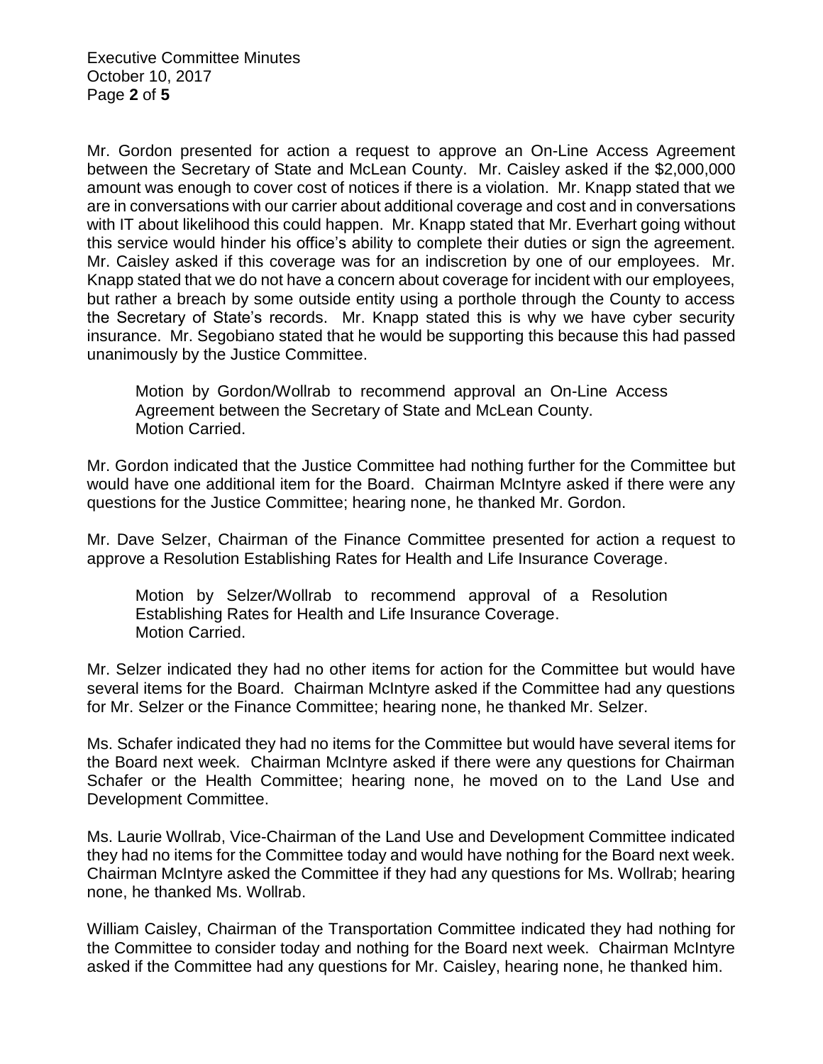Mr. Gordon presented for action a request to approve an On-Line Access Agreement between the Secretary of State and McLean County. Mr. Caisley asked if the $2,000,000 amount was enough to cover cost of notices if there is a violation. Mr. Knapp stated that we are in conversations with our carrier about additional coverage and cost and in conversations with IT about likelihood this could happen. Mr. Knapp stated that Mr. Everhart going without this service would hinder his office's ability to complete their duties or sign the agreement. Mr. Caisley asked if this coverage was for an indiscretion by one of our employees. Mr. Knapp stated that we do not have a concern about coverage for incident with our employees, but rather a breach by some outside entity using a porthole through the County to access the Secretary of State's records. Mr. Knapp stated this is why we have cyber security insurance. Mr. Segobiano stated that he would be supporting this because this had passed unanimously by the Justice Committee.

> Motion by Gordon/Wollrab to recommend approval an On-Line Access Agreement between the Secretary of State and McLean County.
> Motion Carried.

Mr. Gordon indicated that the Justice Committee had nothing further for the Committee but would have one additional item for the Board. Chairman McIntyre asked if there were any questions for the Justice Committee; hearing none, he thanked Mr. Gordon.

Mr. Dave Selzer, Chairman of the Finance Committee presented for action a request to approve a Resolution Establishing Rates for Health and Life Insurance Coverage.

> Motion by Selzer/Wollrab to recommend approval of a Resolution Establishing Rates for Health and Life Insurance Coverage.
> Motion Carried.

Mr. Selzer indicated they had no other items for action for the Committee but would have several items for the Board. Chairman McIntyre asked if the Committee had any questions for Mr. Selzer or the Finance Committee; hearing none, he thanked Mr. Selzer.

Ms. Schafer indicated they had no items for the Committee but would have several items for the Board next week. Chairman McIntyre asked if there were any questions for Chairman Schafer or the Health Committee; hearing none, he moved on to the Land Use and Development Committee.

Ms. Laurie Wollrab, Vice-Chairman of the Land Use and Development Committee indicated they had no items for the Committee today and would have nothing for the Board next week. Chairman McIntyre asked the Committee if they had any questions for Ms. Wollrab; hearing none, he thanked Ms. Wollrab.

William Caisley, Chairman of the Transportation Committee indicated they had nothing for the Committee to consider today and nothing for the Board next week. Chairman McIntyre asked if the Committee had any questions for Mr. Caisley, hearing none, he thanked him.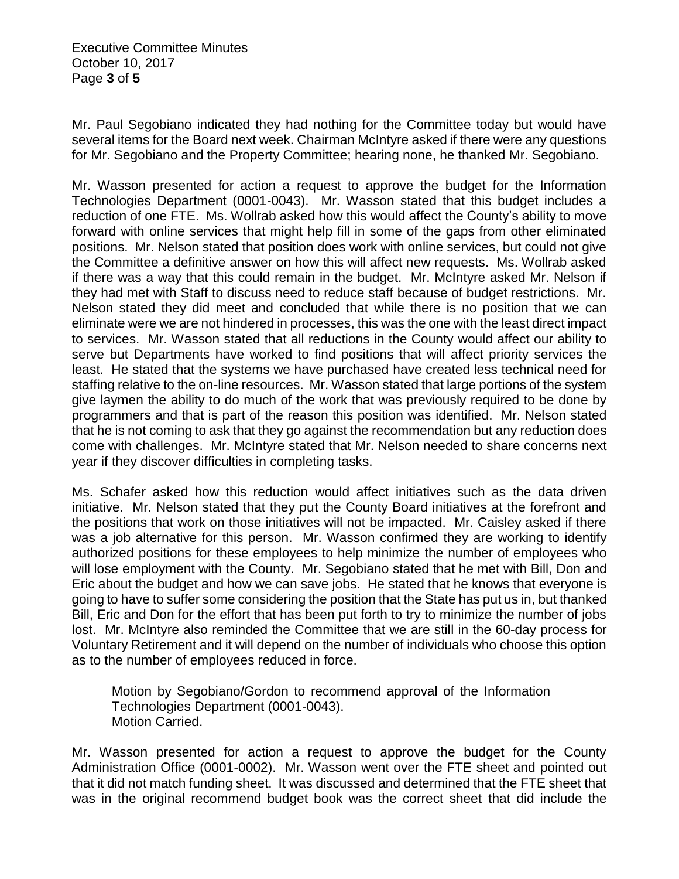Mr. Paul Segobiano indicated they had nothing for the Committee today but would have several items for the Board next week. Chairman McIntyre asked if there were any questions for Mr. Segobiano and the Property Committee; hearing none, he thanked Mr. Segobiano.

Mr. Wasson presented for action a request to approve the budget for the Information Technologies Department (0001-0043). Mr. Wasson stated that this budget includes a reduction of one FTE. Ms. Wollrab asked how this would affect the County's ability to move forward with online services that might help fill in some of the gaps from other eliminated positions. Mr. Nelson stated that position does work with online services, but could not give the Committee a definitive answer on how this will affect new requests. Ms. Wollrab asked if there was a way that this could remain in the budget. Mr. McIntyre asked Mr. Nelson if they had met with Staff to discuss need to reduce staff because of budget restrictions. Mr. Nelson stated they did meet and concluded that while there is no position that we can eliminate were we are not hindered in processes, this was the one with the least direct impact to services. Mr. Wasson stated that all reductions in the County would affect our ability to serve but Departments have worked to find positions that will affect priority services the least. He stated that the systems we have purchased have created less technical need for staffing relative to the on-line resources. Mr. Wasson stated that large portions of the system give laymen the ability to do much of the work that was previously required to be done by programmers and that is part of the reason this position was identified. Mr. Nelson stated that he is not coming to ask that they go against the recommendation but any reduction does come with challenges. Mr. McIntyre stated that Mr. Nelson needed to share concerns next year if they discover difficulties in completing tasks.

Ms. Schafer asked how this reduction would affect initiatives such as the data driven initiative. Mr. Nelson stated that they put the County Board initiatives at the forefront and the positions that work on those initiatives will not be impacted. Mr. Caisley asked if there was a job alternative for this person. Mr. Wasson confirmed they are working to identify authorized positions for these employees to help minimize the number of employees who will lose employment with the County. Mr. Segobiano stated that he met with Bill, Don and Eric about the budget and how we can save jobs. He stated that he knows that everyone is going to have to suffer some considering the position that the State has put us in, but thanked Bill, Eric and Don for the effort that has been put forth to try to minimize the number of jobs lost. Mr. McIntyre also reminded the Committee that we are still in the 60-day process for Voluntary Retirement and it will depend on the number of individuals who choose this option as to the number of employees reduced in force.

> Motion by Segobiano/Gordon to recommend approval of the Information Technologies Department (0001-0043).
> Motion Carried.

Mr. Wasson presented for action a request to approve the budget for the County Administration Office (0001-0002). Mr. Wasson went over the FTE sheet and pointed out that it did not match funding sheet. It was discussed and determined that the FTE sheet that was in the original recommend budget book was the correct sheet that did include the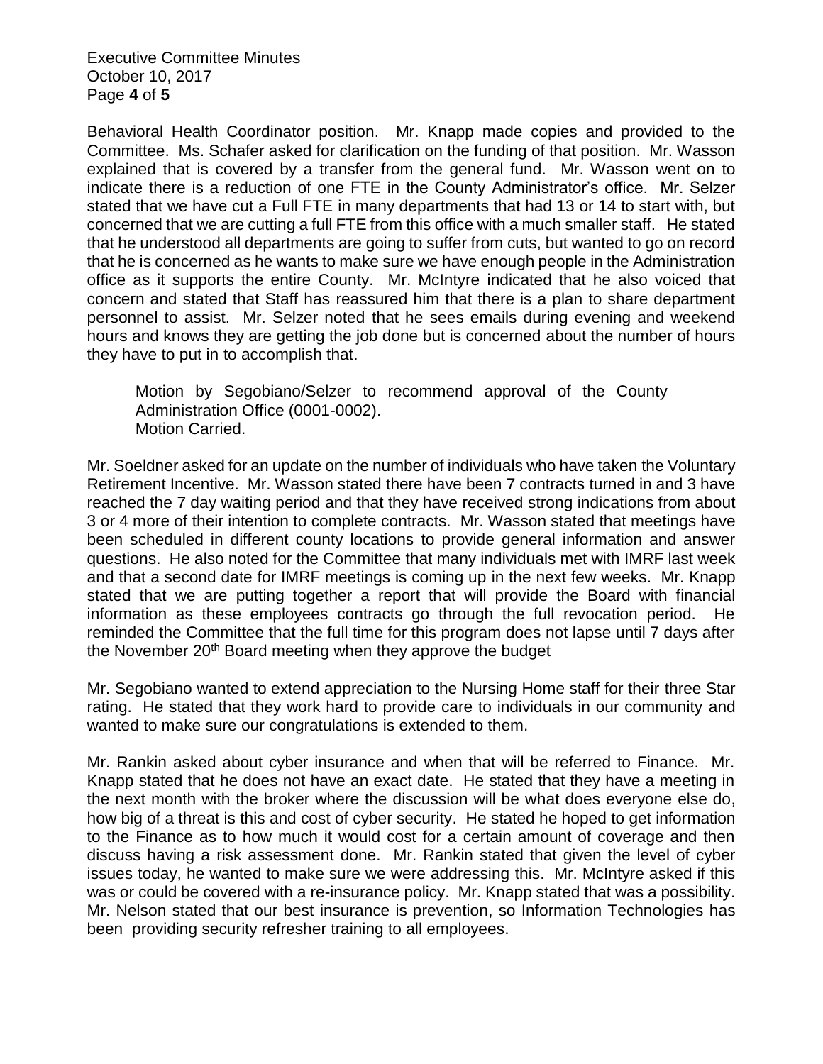Behavioral Health Coordinator position. Mr. Knapp made copies and provided to the Committee. Ms. Schafer asked for clarification on the funding of that position. Mr. Wasson explained that is covered by a transfer from the general fund. Mr. Wasson went on to indicate there is a reduction of one FTE in the County Administrator's office. Mr. Selzer stated that we have cut a Full FTE in many departments that had 13 or 14 to start with, but concerned that we are cutting a full FTE from this office with a much smaller staff. He stated that he understood all departments are going to suffer from cuts, but wanted to go on record that he is concerned as he wants to make sure we have enough people in the Administration office as it supports the entire County. Mr. McIntyre indicated that he also voiced that concern and stated that Staff has reassured him that there is a plan to share department personnel to assist. Mr. Selzer noted that he sees emails during evening and weekend hours and knows they are getting the job done but is concerned about the number of hours they have to put in to accomplish that.

> Motion by Segobiano/Selzer to recommend approval of the County Administration Office (0001-0002).
> Motion Carried.

Mr. Soeldner asked for an update on the number of individuals who have taken the Voluntary Retirement Incentive. Mr. Wasson stated there have been 7 contracts turned in and 3 have reached the 7 day waiting period and that they have received strong indications from about 3 or 4 more of their intention to complete contracts. Mr. Wasson stated that meetings have been scheduled in different county locations to provide general information and answer questions. He also noted for the Committee that many individuals met with IMRF last week and that a second date for IMRF meetings is coming up in the next few weeks. Mr. Knapp stated that we are putting together a report that will provide the Board with financial information as these employees contracts go through the full revocation period. He reminded the Committee that the full time for this program does not lapse until 7 days after the November 20th Board meeting when they approve the budget

Mr. Segobiano wanted to extend appreciation to the Nursing Home staff for their three Star rating. He stated that they work hard to provide care to individuals in our community and wanted to make sure our congratulations is extended to them.

Mr. Rankin asked about cyber insurance and when that will be referred to Finance. Mr. Knapp stated that he does not have an exact date. He stated that they have a meeting in the next month with the broker where the discussion will be what does everyone else do, how big of a threat is this and cost of cyber security. He stated he hoped to get information to the Finance as to how much it would cost for a certain amount of coverage and then discuss having a risk assessment done. Mr. Rankin stated that given the level of cyber issues today, he wanted to make sure we were addressing this. Mr. McIntyre asked if this was or could be covered with a re-insurance policy. Mr. Knapp stated that was a possibility. Mr. Nelson stated that our best insurance is prevention, so Information Technologies has been providing security refresher training to all employees.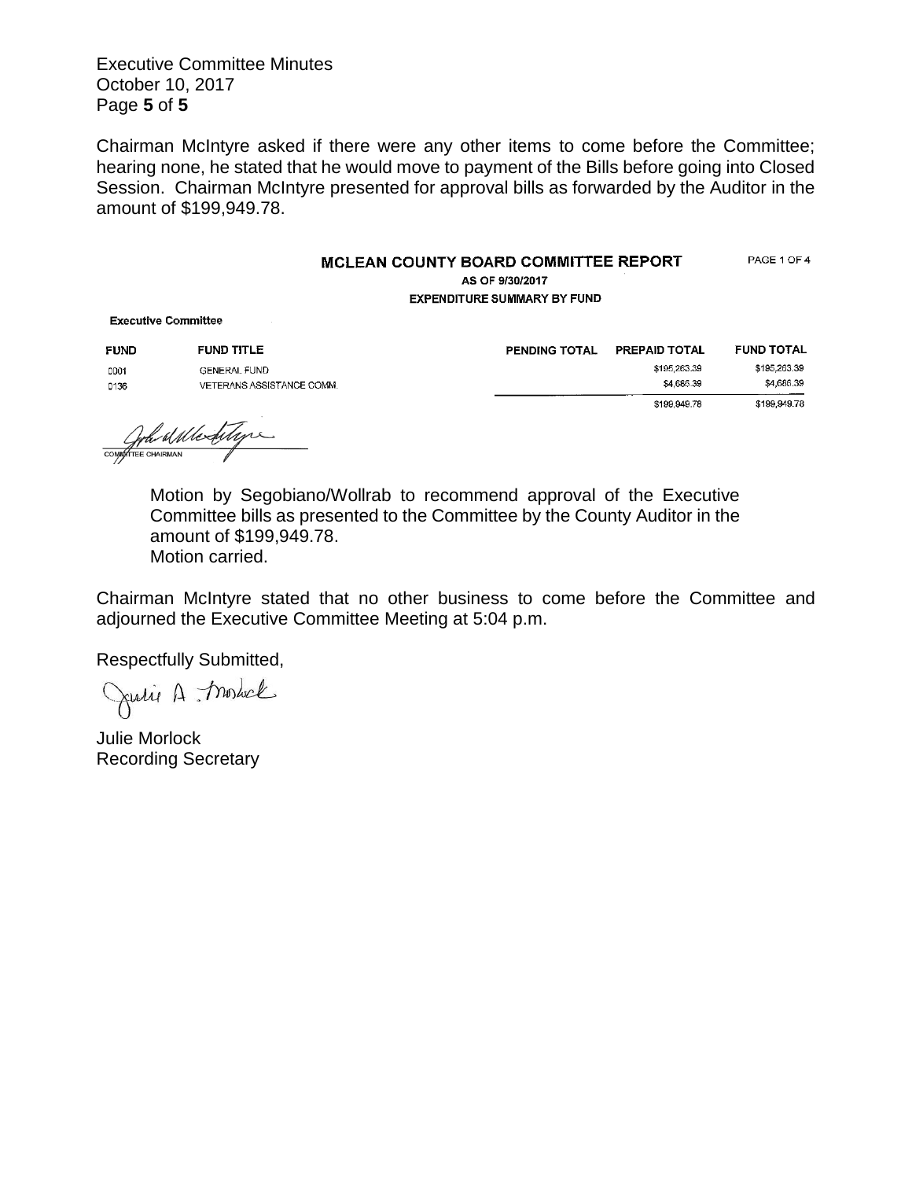Chairman McIntyre asked if there were any other items to come before the Committee; hearing none, he stated that he would move to payment of the Bills before going into Closed Session. Chairman McIntyre presented for approval bills as forwarded by the Auditor in the amount of $199,949.78.

**MCLEAN COUNTY BOARD COMMITTEE REPORT**
AS OF 9/30/2017
EXPENDITURE SUMMARY BY FUND

PAGE 1 OF 4

**Executive Committee**

| FUND | FUND TITLE | PENDING TOTAL | PREPAID TOTAL | FUND TOTAL |
|---|---|---|---|---|
| 0001 | GENERAL FUND | | $195,263.39 | $195,263.39 |
| 0136 | VETERANS ASSISTANCE COMM. | | $4,686.39 | $4,686.39 |
| | | | $199,949.78 | $199,949.78 |

COMMITTEE CHAIRMAN

Motion by Segobiano/Wollrab to recommend approval of the Executive Committee bills as presented to the Committee by the County Auditor in the amount of $199,949.78.
Motion carried.

Chairman McIntyre stated that no other business to come before the Committee and adjourned the Executive Committee Meeting at 5:04 p.m.

Respectfully Submitted,

Julie Morlock
Recording Secretary